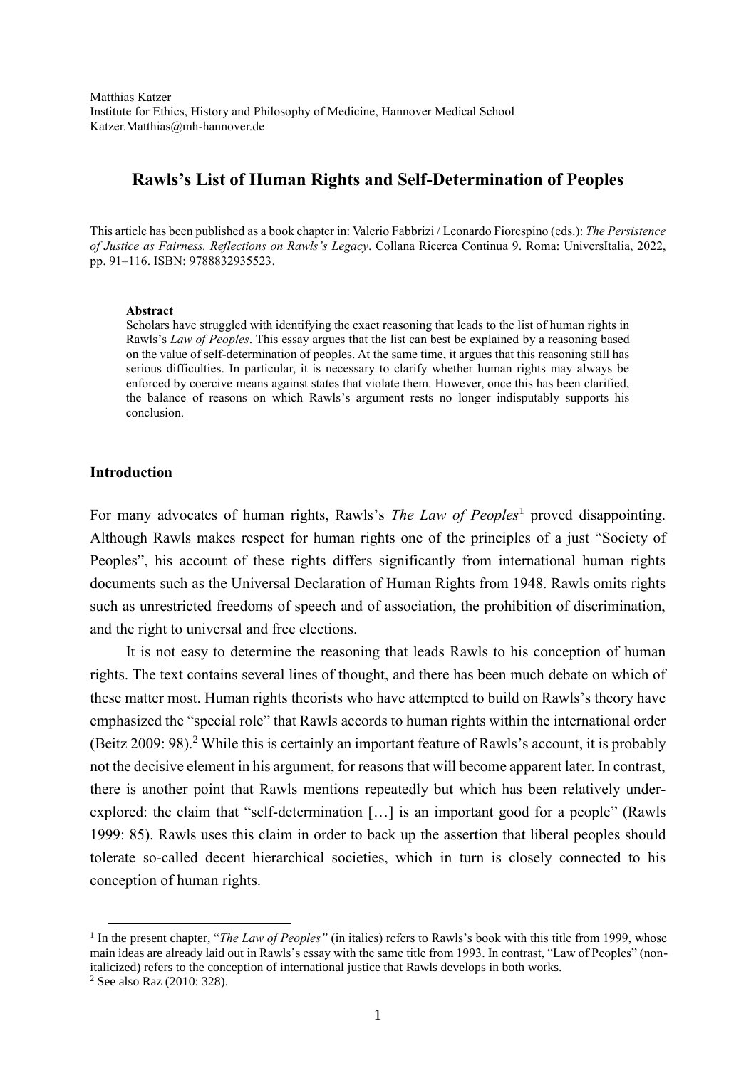Matthias Katzer
Institute for Ethics, History and Philosophy of Medicine, Hannover Medical School
Katzer.Matthias@mh-hannover.de

# Rawls's List of Human Rights and Self-Determination of Peoples

This article has been published as a book chapter in: Valerio Fabbrizi / Leonardo Fiorespino (eds.): *The Persistence of Justice as Fairness. Reflections on Rawls's Legacy*. Collana Ricerca Continua 9. Roma: UniversItalia, 2022, pp. 91–116. ISBN: 9788832935523.

**Abstract**

Scholars have struggled with identifying the exact reasoning that leads to the list of human rights in Rawls's *Law of Peoples*. This essay argues that the list can best be explained by a reasoning based on the value of self-determination of peoples. At the same time, it argues that this reasoning still has serious difficulties. In particular, it is necessary to clarify whether human rights may always be enforced by coercive means against states that violate them. However, once this has been clarified, the balance of reasons on which Rawls's argument rests no longer indisputably supports his conclusion.

## Introduction

For many advocates of human rights, Rawls's *The Law of Peoples*[1] proved disappointing. Although Rawls makes respect for human rights one of the principles of a just "Society of Peoples", his account of these rights differs significantly from international human rights documents such as the Universal Declaration of Human Rights from 1948. Rawls omits rights such as unrestricted freedoms of speech and of association, the prohibition of discrimination, and the right to universal and free elections.

It is not easy to determine the reasoning that leads Rawls to his conception of human rights. The text contains several lines of thought, and there has been much debate on which of these matter most. Human rights theorists who have attempted to build on Rawls's theory have emphasized the "special role" that Rawls accords to human rights within the international order (Beitz 2009: 98).[2] While this is certainly an important feature of Rawls's account, it is probably not the decisive element in his argument, for reasons that will become apparent later. In contrast, there is another point that Rawls mentions repeatedly but which has been relatively under-explored: the claim that "self-determination […] is an important good for a people" (Rawls 1999: 85). Rawls uses this claim in order to back up the assertion that liberal peoples should tolerate so-called decent hierarchical societies, which in turn is closely connected to his conception of human rights.

[1] In the present chapter, "*The Law of Peoples"* (in italics) refers to Rawls's book with this title from 1999, whose main ideas are already laid out in Rawls's essay with the same title from 1993. In contrast, "Law of Peoples" (non-italicized) refers to the conception of international justice that Rawls develops in both works.

[2] See also Raz (2010: 328).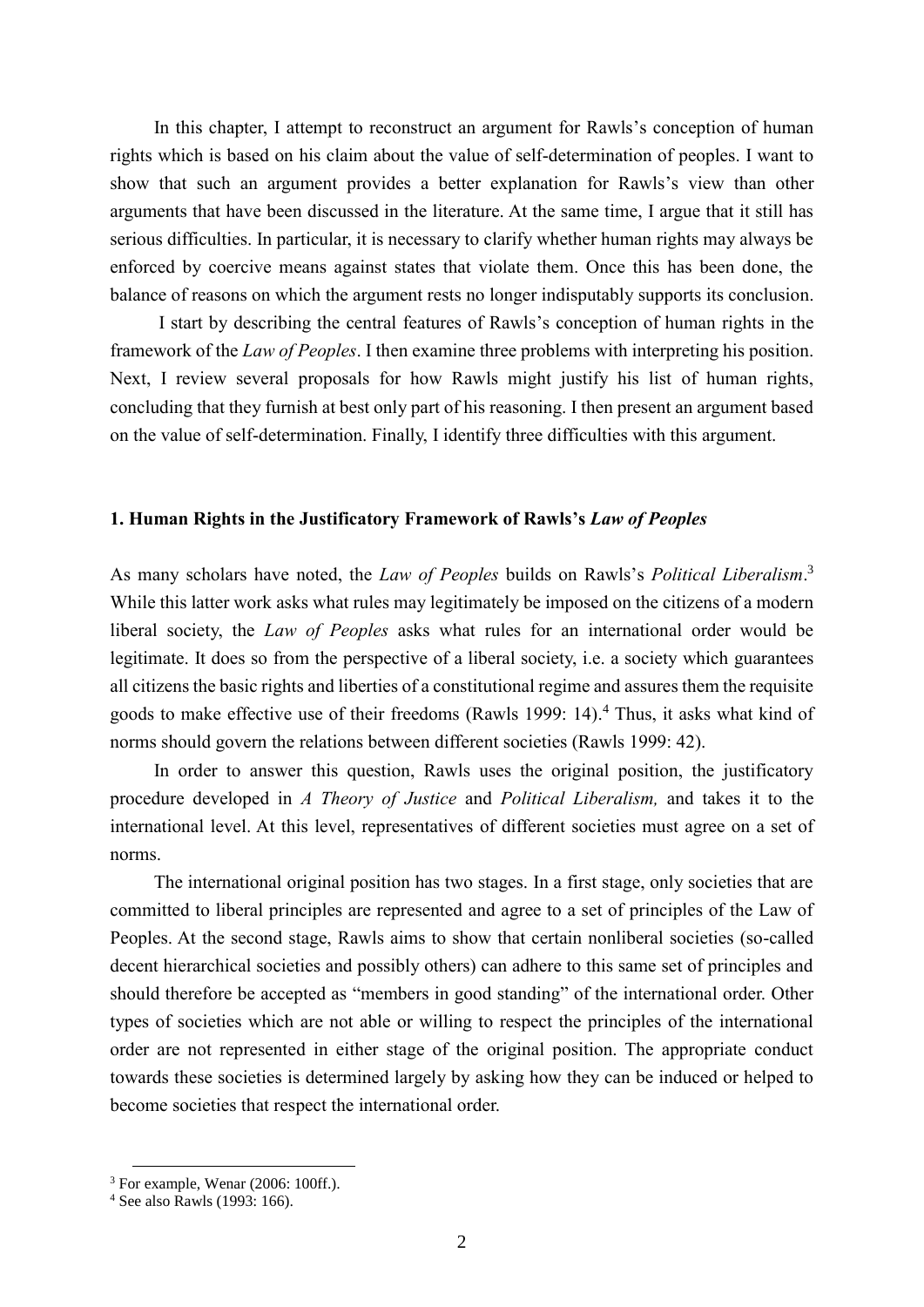In this chapter, I attempt to reconstruct an argument for Rawls's conception of human rights which is based on his claim about the value of self-determination of peoples. I want to show that such an argument provides a better explanation for Rawls's view than other arguments that have been discussed in the literature. At the same time, I argue that it still has serious difficulties. In particular, it is necessary to clarify whether human rights may always be enforced by coercive means against states that violate them. Once this has been done, the balance of reasons on which the argument rests no longer indisputably supports its conclusion.

I start by describing the central features of Rawls's conception of human rights in the framework of the *Law of Peoples*. I then examine three problems with interpreting his position. Next, I review several proposals for how Rawls might justify his list of human rights, concluding that they furnish at best only part of his reasoning. I then present an argument based on the value of self-determination. Finally, I identify three difficulties with this argument.

## 1. Human Rights in the Justificatory Framework of Rawls's *Law of Peoples*

As many scholars have noted, the *Law of Peoples* builds on Rawls's *Political Liberalism*.[3] While this latter work asks what rules may legitimately be imposed on the citizens of a modern liberal society, the *Law of Peoples* asks what rules for an international order would be legitimate. It does so from the perspective of a liberal society, i.e. a society which guarantees all citizens the basic rights and liberties of a constitutional regime and assures them the requisite goods to make effective use of their freedoms (Rawls 1999: 14).[4] Thus, it asks what kind of norms should govern the relations between different societies (Rawls 1999: 42).

In order to answer this question, Rawls uses the original position, the justificatory procedure developed in *A Theory of Justice* and *Political Liberalism,* and takes it to the international level. At this level, representatives of different societies must agree on a set of norms.

The international original position has two stages. In a first stage, only societies that are committed to liberal principles are represented and agree to a set of principles of the Law of Peoples. At the second stage, Rawls aims to show that certain nonliberal societies (so-called decent hierarchical societies and possibly others) can adhere to this same set of principles and should therefore be accepted as "members in good standing" of the international order. Other types of societies which are not able or willing to respect the principles of the international order are not represented in either stage of the original position. The appropriate conduct towards these societies is determined largely by asking how they can be induced or helped to become societies that respect the international order.

[3] For example, Wenar (2006: 100ff.).

[4] See also Rawls (1993: 166).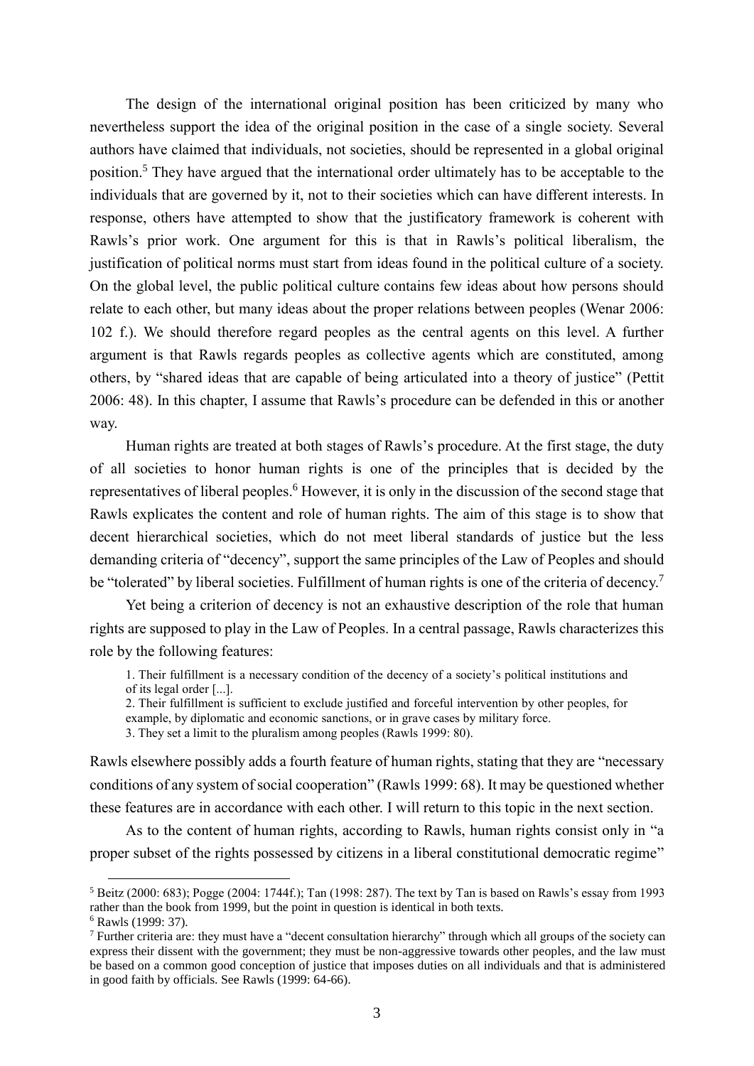The design of the international original position has been criticized by many who nevertheless support the idea of the original position in the case of a single society. Several authors have claimed that individuals, not societies, should be represented in a global original position.[5] They have argued that the international order ultimately has to be acceptable to the individuals that are governed by it, not to their societies which can have different interests. In response, others have attempted to show that the justificatory framework is coherent with Rawls's prior work. One argument for this is that in Rawls's political liberalism, the justification of political norms must start from ideas found in the political culture of a society. On the global level, the public political culture contains few ideas about how persons should relate to each other, but many ideas about the proper relations between peoples (Wenar 2006: 102 f.). We should therefore regard peoples as the central agents on this level. A further argument is that Rawls regards peoples as collective agents which are constituted, among others, by "shared ideas that are capable of being articulated into a theory of justice" (Pettit 2006: 48). In this chapter, I assume that Rawls's procedure can be defended in this or another way.

Human rights are treated at both stages of Rawls's procedure. At the first stage, the duty of all societies to honor human rights is one of the principles that is decided by the representatives of liberal peoples.[6] However, it is only in the discussion of the second stage that Rawls explicates the content and role of human rights. The aim of this stage is to show that decent hierarchical societies, which do not meet liberal standards of justice but the less demanding criteria of "decency", support the same principles of the Law of Peoples and should be "tolerated" by liberal societies. Fulfillment of human rights is one of the criteria of decency.[7]

Yet being a criterion of decency is not an exhaustive description of the role that human rights are supposed to play in the Law of Peoples. In a central passage, Rawls characterizes this role by the following features:

> 1. Their fulfillment is a necessary condition of the decency of a society's political institutions and of its legal order [...].
> 2. Their fulfillment is sufficient to exclude justified and forceful intervention by other peoples, for example, by diplomatic and economic sanctions, or in grave cases by military force.
> 3. They set a limit to the pluralism among peoples (Rawls 1999: 80).

Rawls elsewhere possibly adds a fourth feature of human rights, stating that they are "necessary conditions of any system of social cooperation" (Rawls 1999: 68). It may be questioned whether these features are in accordance with each other. I will return to this topic in the next section.

As to the content of human rights, according to Rawls, human rights consist only in "a proper subset of the rights possessed by citizens in a liberal constitutional democratic regime"

---

[5] Beitz (2000: 683); Pogge (2004: 1744f.); Tan (1998: 287). The text by Tan is based on Rawls's essay from 1993 rather than the book from 1999, but the point in question is identical in both texts.

[6] Rawls (1999: 37).

[7] Further criteria are: they must have a "decent consultation hierarchy" through which all groups of the society can express their dissent with the government; they must be non-aggressive towards other peoples, and the law must be based on a common good conception of justice that imposes duties on all individuals and that is administered in good faith by officials. See Rawls (1999: 64-66).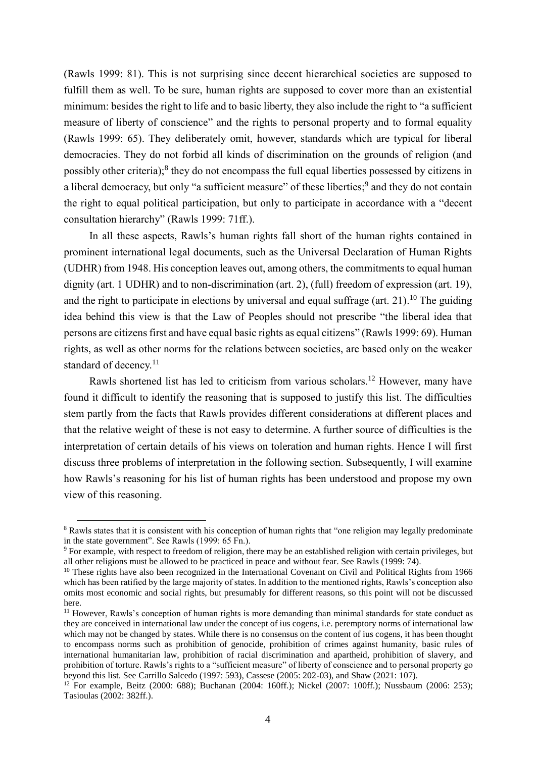(Rawls 1999: 81). This is not surprising since decent hierarchical societies are supposed to fulfill them as well. To be sure, human rights are supposed to cover more than an existential minimum: besides the right to life and to basic liberty, they also include the right to "a sufficient measure of liberty of conscience" and the rights to personal property and to formal equality (Rawls 1999: 65). They deliberately omit, however, standards which are typical for liberal democracies. They do not forbid all kinds of discrimination on the grounds of religion (and possibly other criteria);[8] they do not encompass the full equal liberties possessed by citizens in a liberal democracy, but only "a sufficient measure" of these liberties;[9] and they do not contain the right to equal political participation, but only to participate in accordance with a "decent consultation hierarchy" (Rawls 1999: 71ff.).

In all these aspects, Rawls's human rights fall short of the human rights contained in prominent international legal documents, such as the Universal Declaration of Human Rights (UDHR) from 1948. His conception leaves out, among others, the commitments to equal human dignity (art. 1 UDHR) and to non-discrimination (art. 2), (full) freedom of expression (art. 19), and the right to participate in elections by universal and equal suffrage (art. 21).[10] The guiding idea behind this view is that the Law of Peoples should not prescribe "the liberal idea that persons are citizens first and have equal basic rights as equal citizens" (Rawls 1999: 69). Human rights, as well as other norms for the relations between societies, are based only on the weaker standard of decency.[11]

Rawls shortened list has led to criticism from various scholars.[12] However, many have found it difficult to identify the reasoning that is supposed to justify this list. The difficulties stem partly from the facts that Rawls provides different considerations at different places and that the relative weight of these is not easy to determine. A further source of difficulties is the interpretation of certain details of his views on toleration and human rights. Hence I will first discuss three problems of interpretation in the following section. Subsequently, I will examine how Rawls's reasoning for his list of human rights has been understood and propose my own view of this reasoning.

---

[8] Rawls states that it is consistent with his conception of human rights that "one religion may legally predominate in the state government". See Rawls (1999: 65 Fn.).

[9] For example, with respect to freedom of religion, there may be an established religion with certain privileges, but all other religions must be allowed to be practiced in peace and without fear. See Rawls (1999: 74).

[10] These rights have also been recognized in the International Covenant on Civil and Political Rights from 1966 which has been ratified by the large majority of states. In addition to the mentioned rights, Rawls's conception also omits most economic and social rights, but presumably for different reasons, so this point will not be discussed here.

[11] However, Rawls's conception of human rights is more demanding than minimal standards for state conduct as they are conceived in international law under the concept of ius cogens, i.e. peremptory norms of international law which may not be changed by states. While there is no consensus on the content of ius cogens, it has been thought to encompass norms such as prohibition of genocide, prohibition of crimes against humanity, basic rules of international humanitarian law, prohibition of racial discrimination and apartheid, prohibition of slavery, and prohibition of torture. Rawls's rights to a "sufficient measure" of liberty of conscience and to personal property go beyond this list. See Carrillo Salcedo (1997: 593), Cassese (2005: 202-03), and Shaw (2021: 107).

[12] For example, Beitz (2000: 688); Buchanan (2004: 160ff.); Nickel (2007: 100ff.); Nussbaum (2006: 253); Tasioulas (2002: 382ff.).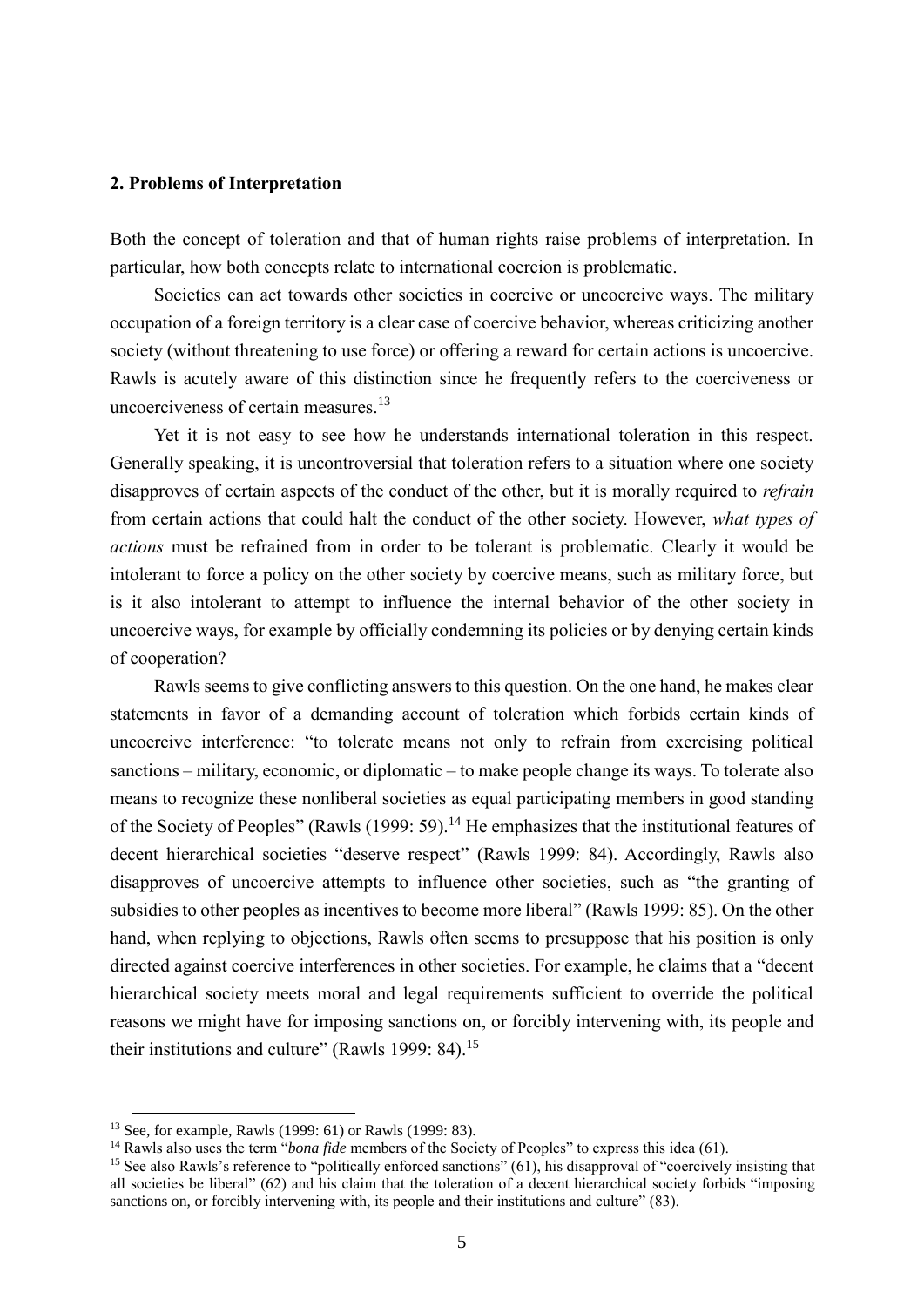## 2. Problems of Interpretation

Both the concept of toleration and that of human rights raise problems of interpretation. In particular, how both concepts relate to international coercion is problematic.

Societies can act towards other societies in coercive or uncoercive ways. The military occupation of a foreign territory is a clear case of coercive behavior, whereas criticizing another society (without threatening to use force) or offering a reward for certain actions is uncoercive. Rawls is acutely aware of this distinction since he frequently refers to the coerciveness or uncoerciveness of certain measures.[13]

Yet it is not easy to see how he understands international toleration in this respect. Generally speaking, it is uncontroversial that toleration refers to a situation where one society disapproves of certain aspects of the conduct of the other, but it is morally required to *refrain* from certain actions that could halt the conduct of the other society. However, *what types of actions* must be refrained from in order to be tolerant is problematic. Clearly it would be intolerant to force a policy on the other society by coercive means, such as military force, but is it also intolerant to attempt to influence the internal behavior of the other society in uncoercive ways, for example by officially condemning its policies or by denying certain kinds of cooperation?

Rawls seems to give conflicting answers to this question. On the one hand, he makes clear statements in favor of a demanding account of toleration which forbids certain kinds of uncoercive interference: "to tolerate means not only to refrain from exercising political sanctions – military, economic, or diplomatic – to make people change its ways. To tolerate also means to recognize these nonliberal societies as equal participating members in good standing of the Society of Peoples" (Rawls (1999: 59).[14] He emphasizes that the institutional features of decent hierarchical societies "deserve respect" (Rawls 1999: 84). Accordingly, Rawls also disapproves of uncoercive attempts to influence other societies, such as "the granting of subsidies to other peoples as incentives to become more liberal" (Rawls 1999: 85). On the other hand, when replying to objections, Rawls often seems to presuppose that his position is only directed against coercive interferences in other societies. For example, he claims that a "decent hierarchical society meets moral and legal requirements sufficient to override the political reasons we might have for imposing sanctions on, or forcibly intervening with, its people and their institutions and culture" (Rawls 1999: 84).[15]

[13] See, for example, Rawls (1999: 61) or Rawls (1999: 83).

[14] Rawls also uses the term "*bona fide* members of the Society of Peoples" to express this idea (61).

[15] See also Rawls's reference to "politically enforced sanctions" (61), his disapproval of "coercively insisting that all societies be liberal" (62) and his claim that the toleration of a decent hierarchical society forbids "imposing sanctions on, or forcibly intervening with, its people and their institutions and culture" (83).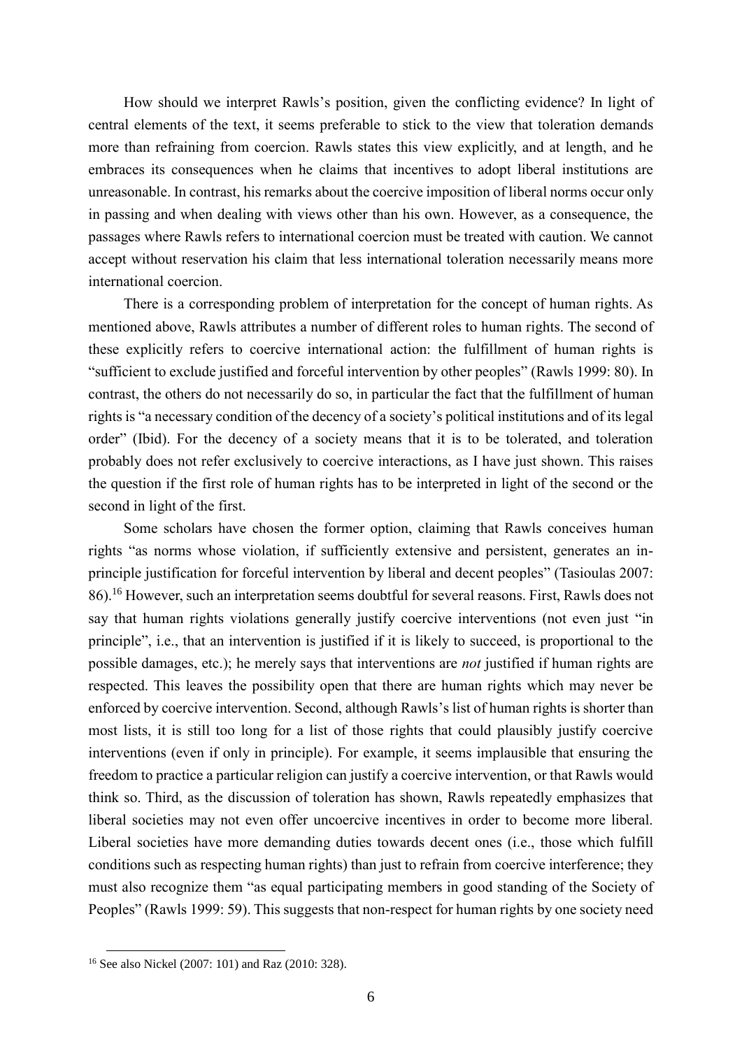How should we interpret Rawls's position, given the conflicting evidence? In light of central elements of the text, it seems preferable to stick to the view that toleration demands more than refraining from coercion. Rawls states this view explicitly, and at length, and he embraces its consequences when he claims that incentives to adopt liberal institutions are unreasonable. In contrast, his remarks about the coercive imposition of liberal norms occur only in passing and when dealing with views other than his own. However, as a consequence, the passages where Rawls refers to international coercion must be treated with caution. We cannot accept without reservation his claim that less international toleration necessarily means more international coercion.

There is a corresponding problem of interpretation for the concept of human rights. As mentioned above, Rawls attributes a number of different roles to human rights. The second of these explicitly refers to coercive international action: the fulfillment of human rights is "sufficient to exclude justified and forceful intervention by other peoples" (Rawls 1999: 80). In contrast, the others do not necessarily do so, in particular the fact that the fulfillment of human rights is "a necessary condition of the decency of a society's political institutions and of its legal order" (Ibid). For the decency of a society means that it is to be tolerated, and toleration probably does not refer exclusively to coercive interactions, as I have just shown. This raises the question if the first role of human rights has to be interpreted in light of the second or the second in light of the first.

Some scholars have chosen the former option, claiming that Rawls conceives human rights "as norms whose violation, if sufficiently extensive and persistent, generates an in-principle justification for forceful intervention by liberal and decent peoples" (Tasioulas 2007: 86).[16] However, such an interpretation seems doubtful for several reasons. First, Rawls does not say that human rights violations generally justify coercive interventions (not even just "in principle", i.e., that an intervention is justified if it is likely to succeed, is proportional to the possible damages, etc.); he merely says that interventions are *not* justified if human rights are respected. This leaves the possibility open that there are human rights which may never be enforced by coercive intervention. Second, although Rawls's list of human rights is shorter than most lists, it is still too long for a list of those rights that could plausibly justify coercive interventions (even if only in principle). For example, it seems implausible that ensuring the freedom to practice a particular religion can justify a coercive intervention, or that Rawls would think so. Third, as the discussion of toleration has shown, Rawls repeatedly emphasizes that liberal societies may not even offer uncoercive incentives in order to become more liberal. Liberal societies have more demanding duties towards decent ones (i.e., those which fulfill conditions such as respecting human rights) than just to refrain from coercive interference; they must also recognize them "as equal participating members in good standing of the Society of Peoples" (Rawls 1999: 59). This suggests that non-respect for human rights by one society need

[16] See also Nickel (2007: 101) and Raz (2010: 328).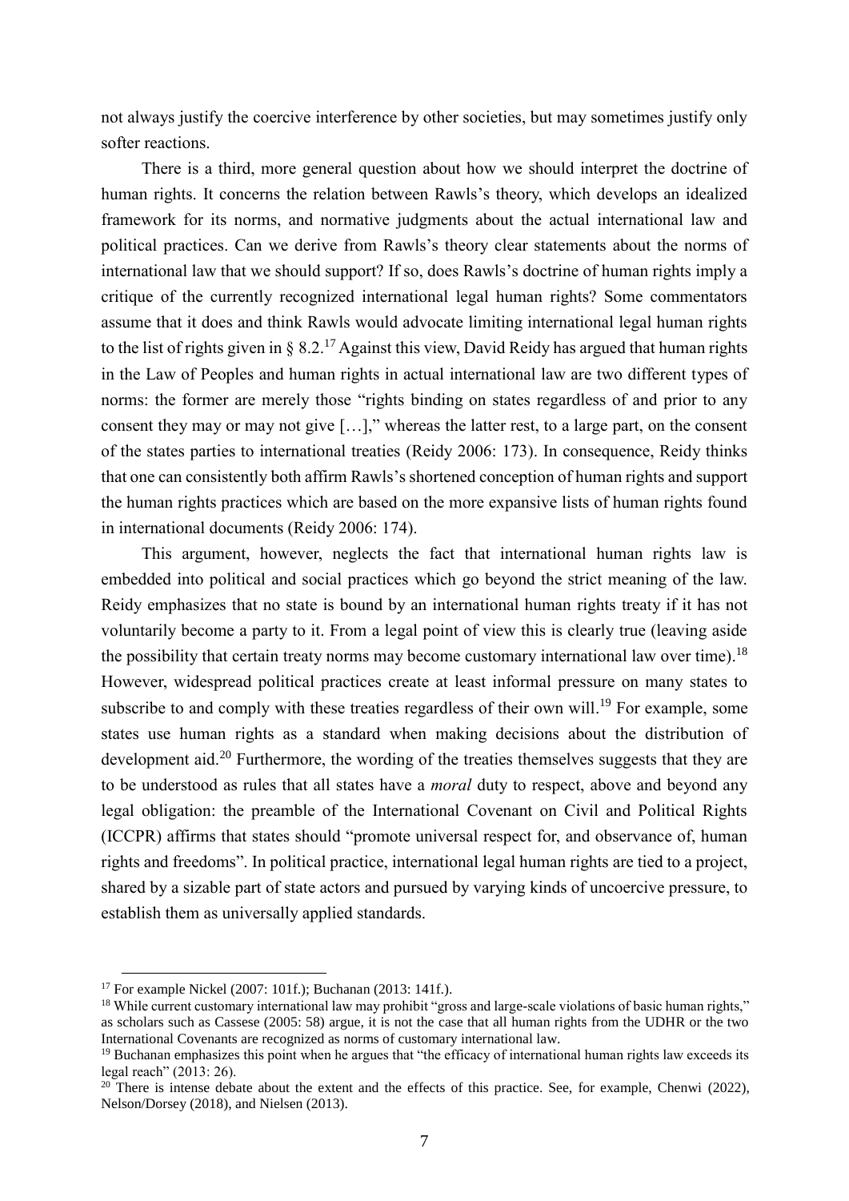not always justify the coercive interference by other societies, but may sometimes justify only softer reactions.

There is a third, more general question about how we should interpret the doctrine of human rights. It concerns the relation between Rawls's theory, which develops an idealized framework for its norms, and normative judgments about the actual international law and political practices. Can we derive from Rawls's theory clear statements about the norms of international law that we should support? If so, does Rawls's doctrine of human rights imply a critique of the currently recognized international legal human rights? Some commentators assume that it does and think Rawls would advocate limiting international legal human rights to the list of rights given in § 8.2.[17] Against this view, David Reidy has argued that human rights in the Law of Peoples and human rights in actual international law are two different types of norms: the former are merely those "rights binding on states regardless of and prior to any consent they may or may not give […]," whereas the latter rest, to a large part, on the consent of the states parties to international treaties (Reidy 2006: 173). In consequence, Reidy thinks that one can consistently both affirm Rawls's shortened conception of human rights and support the human rights practices which are based on the more expansive lists of human rights found in international documents (Reidy 2006: 174).

This argument, however, neglects the fact that international human rights law is embedded into political and social practices which go beyond the strict meaning of the law. Reidy emphasizes that no state is bound by an international human rights treaty if it has not voluntarily become a party to it. From a legal point of view this is clearly true (leaving aside the possibility that certain treaty norms may become customary international law over time).[18] However, widespread political practices create at least informal pressure on many states to subscribe to and comply with these treaties regardless of their own will.[19] For example, some states use human rights as a standard when making decisions about the distribution of development aid.[20] Furthermore, the wording of the treaties themselves suggests that they are to be understood as rules that all states have a *moral* duty to respect, above and beyond any legal obligation: the preamble of the International Covenant on Civil and Political Rights (ICCPR) affirms that states should "promote universal respect for, and observance of, human rights and freedoms". In political practice, international legal human rights are tied to a project, shared by a sizable part of state actors and pursued by varying kinds of uncoercive pressure, to establish them as universally applied standards.

[17] For example Nickel (2007: 101f.); Buchanan (2013: 141f.).

[18] While current customary international law may prohibit "gross and large-scale violations of basic human rights," as scholars such as Cassese (2005: 58) argue, it is not the case that all human rights from the UDHR or the two International Covenants are recognized as norms of customary international law.

[19] Buchanan emphasizes this point when he argues that "the efficacy of international human rights law exceeds its legal reach" (2013: 26).

[20] There is intense debate about the extent and the effects of this practice. See, for example, Chenwi (2022), Nelson/Dorsey (2018), and Nielsen (2013).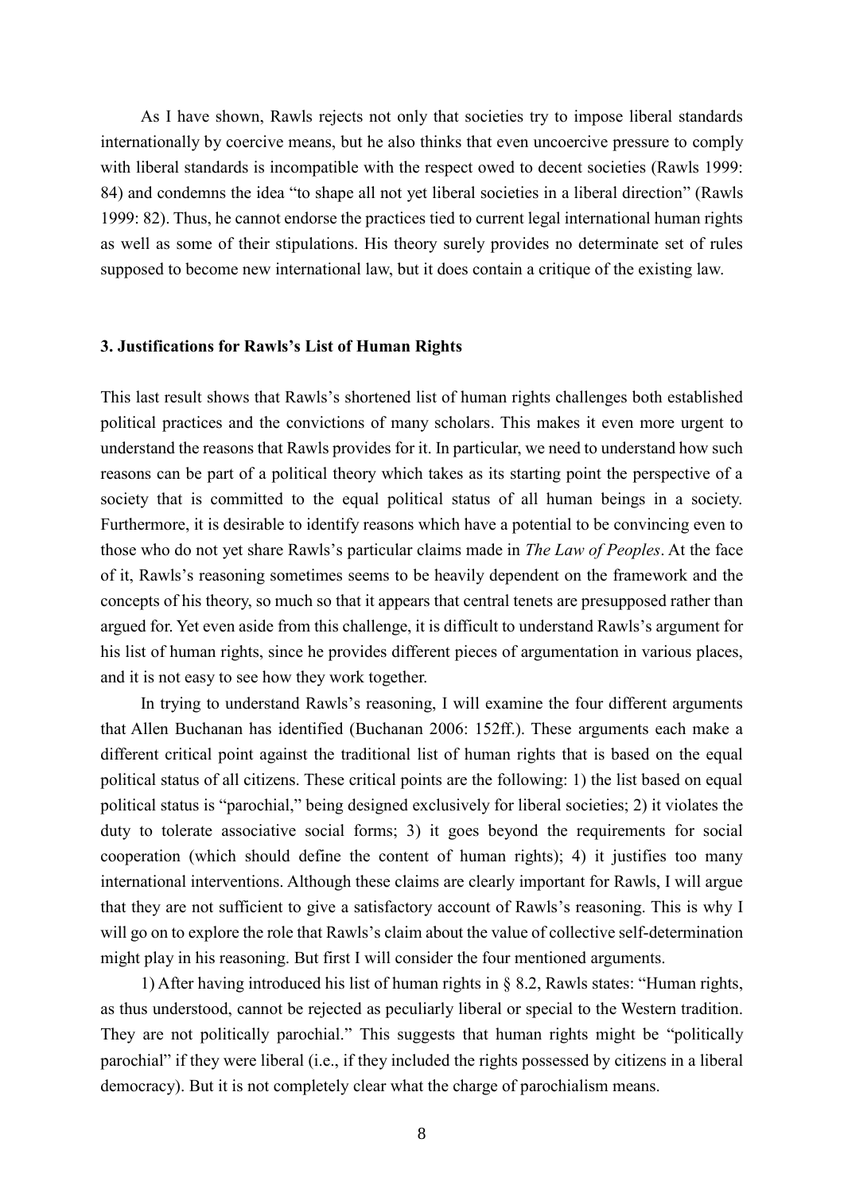As I have shown, Rawls rejects not only that societies try to impose liberal standards internationally by coercive means, but he also thinks that even uncoercive pressure to comply with liberal standards is incompatible with the respect owed to decent societies (Rawls 1999: 84) and condemns the idea "to shape all not yet liberal societies in a liberal direction" (Rawls 1999: 82). Thus, he cannot endorse the practices tied to current legal international human rights as well as some of their stipulations. His theory surely provides no determinate set of rules supposed to become new international law, but it does contain a critique of the existing law.

### 3. Justifications for Rawls's List of Human Rights

This last result shows that Rawls's shortened list of human rights challenges both established political practices and the convictions of many scholars. This makes it even more urgent to understand the reasons that Rawls provides for it. In particular, we need to understand how such reasons can be part of a political theory which takes as its starting point the perspective of a society that is committed to the equal political status of all human beings in a society. Furthermore, it is desirable to identify reasons which have a potential to be convincing even to those who do not yet share Rawls's particular claims made in *The Law of Peoples*. At the face of it, Rawls's reasoning sometimes seems to be heavily dependent on the framework and the concepts of his theory, so much so that it appears that central tenets are presupposed rather than argued for. Yet even aside from this challenge, it is difficult to understand Rawls's argument for his list of human rights, since he provides different pieces of argumentation in various places, and it is not easy to see how they work together.

In trying to understand Rawls's reasoning, I will examine the four different arguments that Allen Buchanan has identified (Buchanan 2006: 152ff.). These arguments each make a different critical point against the traditional list of human rights that is based on the equal political status of all citizens. These critical points are the following: 1) the list based on equal political status is "parochial," being designed exclusively for liberal societies; 2) it violates the duty to tolerate associative social forms; 3) it goes beyond the requirements for social cooperation (which should define the content of human rights); 4) it justifies too many international interventions. Although these claims are clearly important for Rawls, I will argue that they are not sufficient to give a satisfactory account of Rawls's reasoning. This is why I will go on to explore the role that Rawls's claim about the value of collective self-determination might play in his reasoning. But first I will consider the four mentioned arguments.

1) After having introduced his list of human rights in § 8.2, Rawls states: "Human rights, as thus understood, cannot be rejected as peculiarly liberal or special to the Western tradition. They are not politically parochial." This suggests that human rights might be "politically parochial" if they were liberal (i.e., if they included the rights possessed by citizens in a liberal democracy). But it is not completely clear what the charge of parochialism means.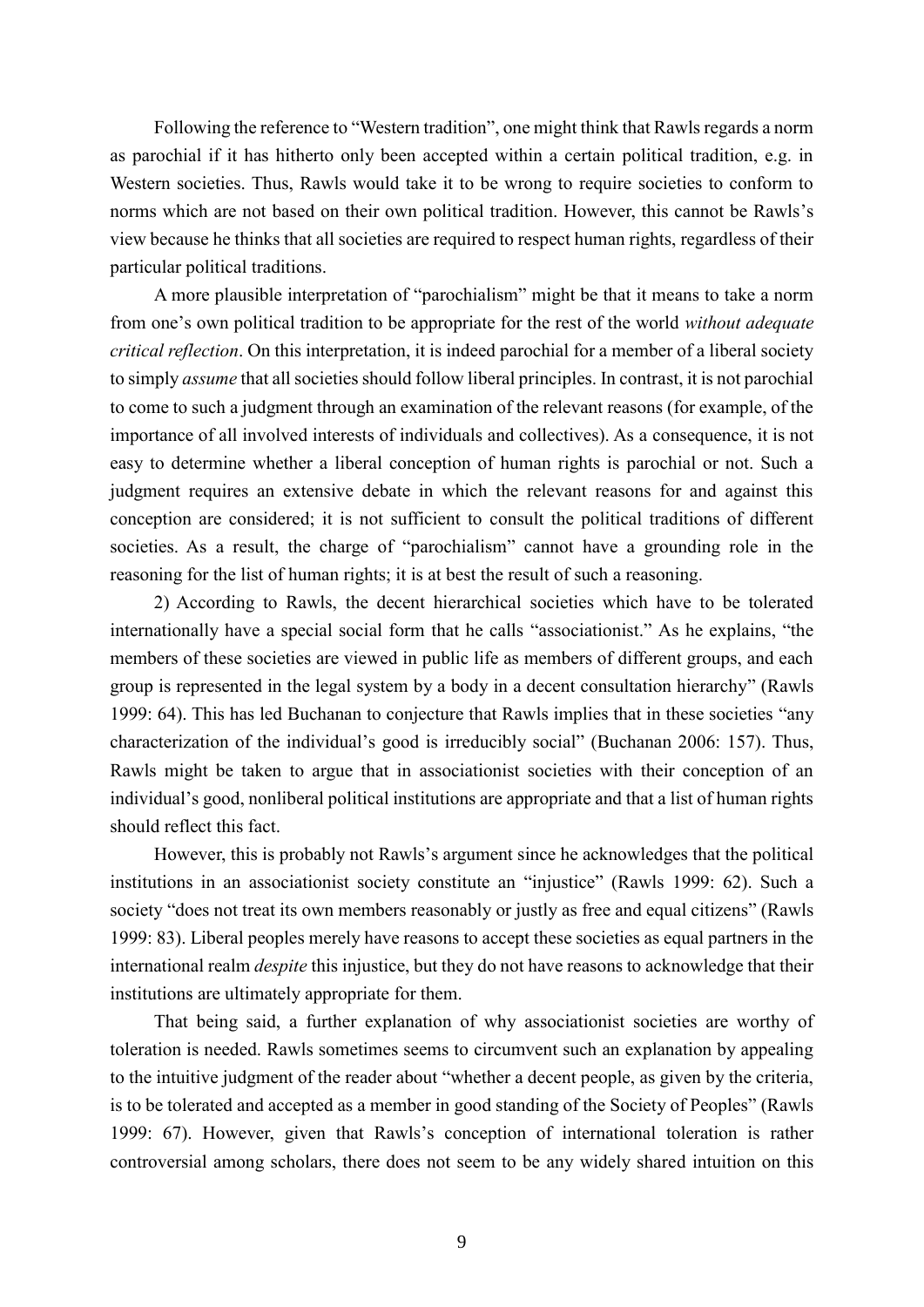Following the reference to "Western tradition", one might think that Rawls regards a norm as parochial if it has hitherto only been accepted within a certain political tradition, e.g. in Western societies. Thus, Rawls would take it to be wrong to require societies to conform to norms which are not based on their own political tradition. However, this cannot be Rawls's view because he thinks that all societies are required to respect human rights, regardless of their particular political traditions.

A more plausible interpretation of "parochialism" might be that it means to take a norm from one's own political tradition to be appropriate for the rest of the world *without adequate critical reflection*. On this interpretation, it is indeed parochial for a member of a liberal society to simply *assume* that all societies should follow liberal principles. In contrast, it is not parochial to come to such a judgment through an examination of the relevant reasons (for example, of the importance of all involved interests of individuals and collectives). As a consequence, it is not easy to determine whether a liberal conception of human rights is parochial or not. Such a judgment requires an extensive debate in which the relevant reasons for and against this conception are considered; it is not sufficient to consult the political traditions of different societies. As a result, the charge of "parochialism" cannot have a grounding role in the reasoning for the list of human rights; it is at best the result of such a reasoning.

2) According to Rawls, the decent hierarchical societies which have to be tolerated internationally have a special social form that he calls "associationist." As he explains, "the members of these societies are viewed in public life as members of different groups, and each group is represented in the legal system by a body in a decent consultation hierarchy" (Rawls 1999: 64). This has led Buchanan to conjecture that Rawls implies that in these societies "any characterization of the individual's good is irreducibly social" (Buchanan 2006: 157). Thus, Rawls might be taken to argue that in associationist societies with their conception of an individual's good, nonliberal political institutions are appropriate and that a list of human rights should reflect this fact.

However, this is probably not Rawls's argument since he acknowledges that the political institutions in an associationist society constitute an "injustice" (Rawls 1999: 62). Such a society "does not treat its own members reasonably or justly as free and equal citizens" (Rawls 1999: 83). Liberal peoples merely have reasons to accept these societies as equal partners in the international realm *despite* this injustice, but they do not have reasons to acknowledge that their institutions are ultimately appropriate for them.

That being said, a further explanation of why associationist societies are worthy of toleration is needed. Rawls sometimes seems to circumvent such an explanation by appealing to the intuitive judgment of the reader about "whether a decent people, as given by the criteria, is to be tolerated and accepted as a member in good standing of the Society of Peoples" (Rawls 1999: 67). However, given that Rawls's conception of international toleration is rather controversial among scholars, there does not seem to be any widely shared intuition on this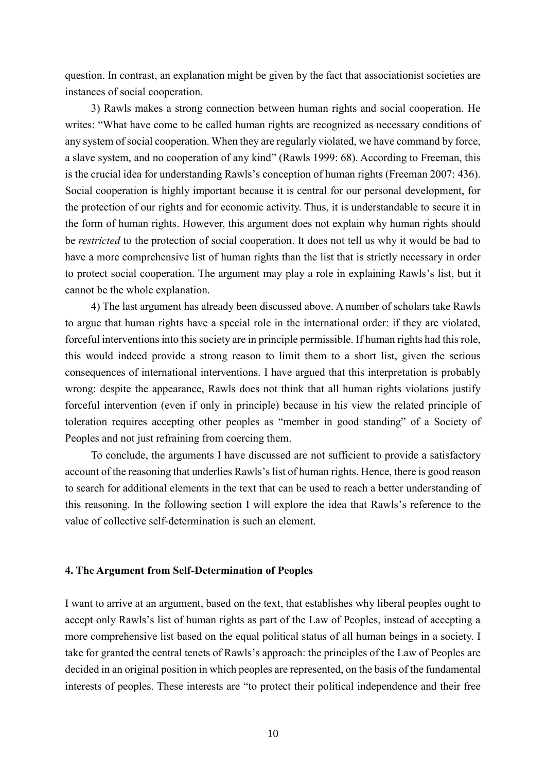question. In contrast, an explanation might be given by the fact that associationist societies are instances of social cooperation.

3) Rawls makes a strong connection between human rights and social cooperation. He writes: "What have come to be called human rights are recognized as necessary conditions of any system of social cooperation. When they are regularly violated, we have command by force, a slave system, and no cooperation of any kind" (Rawls 1999: 68). According to Freeman, this is the crucial idea for understanding Rawls's conception of human rights (Freeman 2007: 436). Social cooperation is highly important because it is central for our personal development, for the protection of our rights and for economic activity. Thus, it is understandable to secure it in the form of human rights. However, this argument does not explain why human rights should be *restricted* to the protection of social cooperation. It does not tell us why it would be bad to have a more comprehensive list of human rights than the list that is strictly necessary in order to protect social cooperation. The argument may play a role in explaining Rawls's list, but it cannot be the whole explanation.

4) The last argument has already been discussed above. A number of scholars take Rawls to argue that human rights have a special role in the international order: if they are violated, forceful interventions into this society are in principle permissible. If human rights had this role, this would indeed provide a strong reason to limit them to a short list, given the serious consequences of international interventions. I have argued that this interpretation is probably wrong: despite the appearance, Rawls does not think that all human rights violations justify forceful intervention (even if only in principle) because in his view the related principle of toleration requires accepting other peoples as "member in good standing" of a Society of Peoples and not just refraining from coercing them.

To conclude, the arguments I have discussed are not sufficient to provide a satisfactory account of the reasoning that underlies Rawls's list of human rights. Hence, there is good reason to search for additional elements in the text that can be used to reach a better understanding of this reasoning. In the following section I will explore the idea that Rawls's reference to the value of collective self-determination is such an element.

## 4. The Argument from Self-Determination of Peoples

I want to arrive at an argument, based on the text, that establishes why liberal peoples ought to accept only Rawls's list of human rights as part of the Law of Peoples, instead of accepting a more comprehensive list based on the equal political status of all human beings in a society. I take for granted the central tenets of Rawls's approach: the principles of the Law of Peoples are decided in an original position in which peoples are represented, on the basis of the fundamental interests of peoples. These interests are "to protect their political independence and their free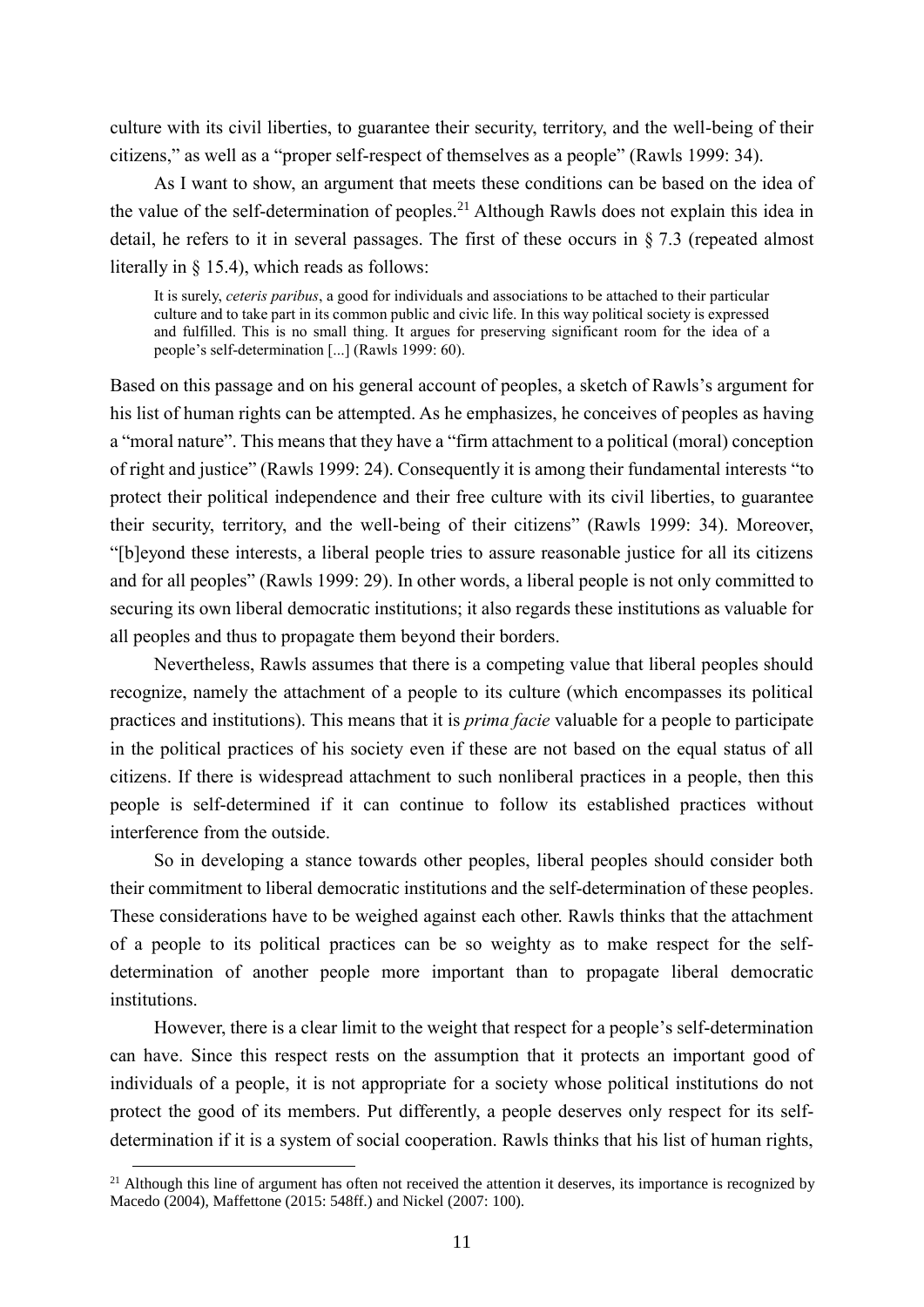culture with its civil liberties, to guarantee their security, territory, and the well-being of their citizens," as well as a "proper self-respect of themselves as a people" (Rawls 1999: 34).

As I want to show, an argument that meets these conditions can be based on the idea of the value of the self-determination of peoples.[21] Although Rawls does not explain this idea in detail, he refers to it in several passages. The first of these occurs in § 7.3 (repeated almost literally in § 15.4), which reads as follows:

> It is surely, *ceteris paribus*, a good for individuals and associations to be attached to their particular culture and to take part in its common public and civic life. In this way political society is expressed and fulfilled. This is no small thing. It argues for preserving significant room for the idea of a people's self-determination [...] (Rawls 1999: 60).

Based on this passage and on his general account of peoples, a sketch of Rawls's argument for his list of human rights can be attempted. As he emphasizes, he conceives of peoples as having a "moral nature". This means that they have a "firm attachment to a political (moral) conception of right and justice" (Rawls 1999: 24). Consequently it is among their fundamental interests "to protect their political independence and their free culture with its civil liberties, to guarantee their security, territory, and the well-being of their citizens" (Rawls 1999: 34). Moreover, "[b]eyond these interests, a liberal people tries to assure reasonable justice for all its citizens and for all peoples" (Rawls 1999: 29). In other words, a liberal people is not only committed to securing its own liberal democratic institutions; it also regards these institutions as valuable for all peoples and thus to propagate them beyond their borders.

Nevertheless, Rawls assumes that there is a competing value that liberal peoples should recognize, namely the attachment of a people to its culture (which encompasses its political practices and institutions). This means that it is *prima facie* valuable for a people to participate in the political practices of his society even if these are not based on the equal status of all citizens. If there is widespread attachment to such nonliberal practices in a people, then this people is self-determined if it can continue to follow its established practices without interference from the outside.

So in developing a stance towards other peoples, liberal peoples should consider both their commitment to liberal democratic institutions and the self-determination of these peoples. These considerations have to be weighed against each other. Rawls thinks that the attachment of a people to its political practices can be so weighty as to make respect for the self-determination of another people more important than to propagate liberal democratic institutions.

However, there is a clear limit to the weight that respect for a people's self-determination can have. Since this respect rests on the assumption that it protects an important good of individuals of a people, it is not appropriate for a society whose political institutions do not protect the good of its members. Put differently, a people deserves only respect for its self-determination if it is a system of social cooperation. Rawls thinks that his list of human rights,

[21] Although this line of argument has often not received the attention it deserves, its importance is recognized by Macedo (2004), Maffettone (2015: 548ff.) and Nickel (2007: 100).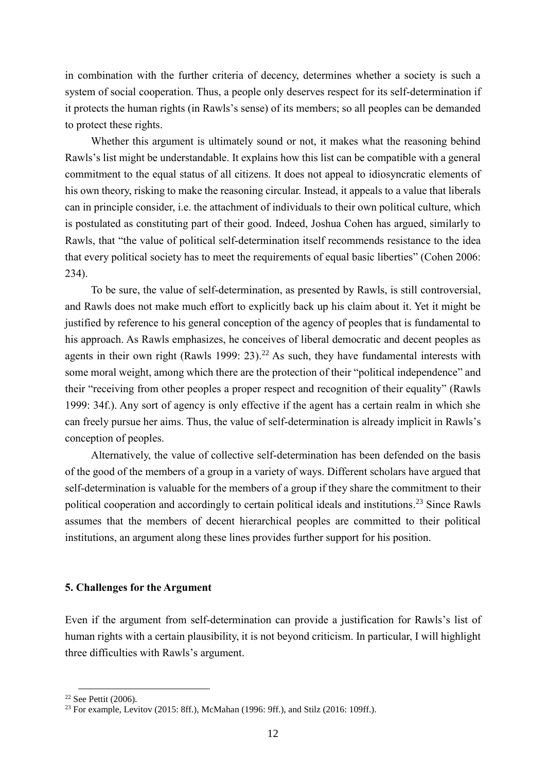in combination with the further criteria of decency, determines whether a society is such a system of social cooperation. Thus, a people only deserves respect for its self-determination if it protects the human rights (in Rawls's sense) of its members; so all peoples can be demanded to protect these rights.

Whether this argument is ultimately sound or not, it makes what the reasoning behind Rawls's list might be understandable. It explains how this list can be compatible with a general commitment to the equal status of all citizens. It does not appeal to idiosyncratic elements of his own theory, risking to make the reasoning circular. Instead, it appeals to a value that liberals can in principle consider, i.e. the attachment of individuals to their own political culture, which is postulated as constituting part of their good. Indeed, Joshua Cohen has argued, similarly to Rawls, that "the value of political self-determination itself recommends resistance to the idea that every political society has to meet the requirements of equal basic liberties" (Cohen 2006: 234).

To be sure, the value of self-determination, as presented by Rawls, is still controversial, and Rawls does not make much effort to explicitly back up his claim about it. Yet it might be justified by reference to his general conception of the agency of peoples that is fundamental to his approach. As Rawls emphasizes, he conceives of liberal democratic and decent peoples as agents in their own right (Rawls 1999: 23).[22] As such, they have fundamental interests with some moral weight, among which there are the protection of their "political independence" and their "receiving from other peoples a proper respect and recognition of their equality" (Rawls 1999: 34f.). Any sort of agency is only effective if the agent has a certain realm in which she can freely pursue her aims. Thus, the value of self-determination is already implicit in Rawls's conception of peoples.

Alternatively, the value of collective self-determination has been defended on the basis of the good of the members of a group in a variety of ways. Different scholars have argued that self-determination is valuable for the members of a group if they share the commitment to their political cooperation and accordingly to certain political ideals and institutions.[23] Since Rawls assumes that the members of decent hierarchical peoples are committed to their political institutions, an argument along these lines provides further support for his position.

## 5. Challenges for the Argument

Even if the argument from self-determination can provide a justification for Rawls's list of human rights with a certain plausibility, it is not beyond criticism. In particular, I will highlight three difficulties with Rawls's argument.

---

[22] See Pettit (2006).

[23] For example, Levitov (2015: 8ff.), McMahan (1996: 9ff.), and Stilz (2016: 109ff.).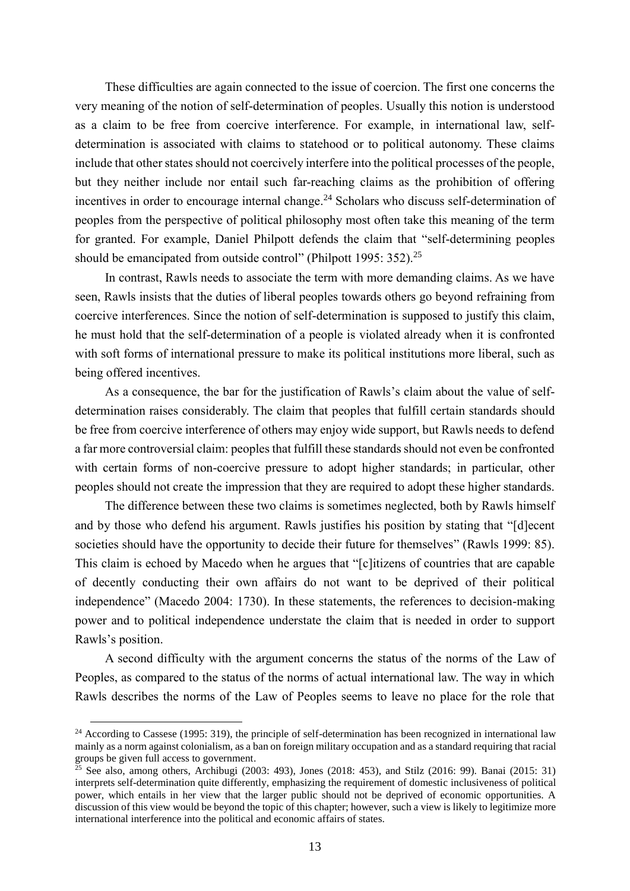These difficulties are again connected to the issue of coercion. The first one concerns the very meaning of the notion of self-determination of peoples. Usually this notion is understood as a claim to be free from coercive interference. For example, in international law, self-determination is associated with claims to statehood or to political autonomy. These claims include that other states should not coercively interfere into the political processes of the people, but they neither include nor entail such far-reaching claims as the prohibition of offering incentives in order to encourage internal change.[24] Scholars who discuss self-determination of peoples from the perspective of political philosophy most often take this meaning of the term for granted. For example, Daniel Philpott defends the claim that "self-determining peoples should be emancipated from outside control" (Philpott 1995: 352).[25]

In contrast, Rawls needs to associate the term with more demanding claims. As we have seen, Rawls insists that the duties of liberal peoples towards others go beyond refraining from coercive interferences. Since the notion of self-determination is supposed to justify this claim, he must hold that the self-determination of a people is violated already when it is confronted with soft forms of international pressure to make its political institutions more liberal, such as being offered incentives.

As a consequence, the bar for the justification of Rawls's claim about the value of self-determination raises considerably. The claim that peoples that fulfill certain standards should be free from coercive interference of others may enjoy wide support, but Rawls needs to defend a far more controversial claim: peoples that fulfill these standards should not even be confronted with certain forms of non-coercive pressure to adopt higher standards; in particular, other peoples should not create the impression that they are required to adopt these higher standards.

The difference between these two claims is sometimes neglected, both by Rawls himself and by those who defend his argument. Rawls justifies his position by stating that "[d]ecent societies should have the opportunity to decide their future for themselves" (Rawls 1999: 85). This claim is echoed by Macedo when he argues that "[c]itizens of countries that are capable of decently conducting their own affairs do not want to be deprived of their political independence" (Macedo 2004: 1730). In these statements, the references to decision-making power and to political independence understate the claim that is needed in order to support Rawls's position.

A second difficulty with the argument concerns the status of the norms of the Law of Peoples, as compared to the status of the norms of actual international law. The way in which Rawls describes the norms of the Law of Peoples seems to leave no place for the role that

---

[24] According to Cassese (1995: 319), the principle of self-determination has been recognized in international law mainly as a norm against colonialism, as a ban on foreign military occupation and as a standard requiring that racial groups be given full access to government.

[25] See also, among others, Archibugi (2003: 493), Jones (2018: 453), and Stilz (2016: 99). Banai (2015: 31) interprets self-determination quite differently, emphasizing the requirement of domestic inclusiveness of political power, which entails in her view that the larger public should not be deprived of economic opportunities. A discussion of this view would be beyond the topic of this chapter; however, such a view is likely to legitimize more international interference into the political and economic affairs of states.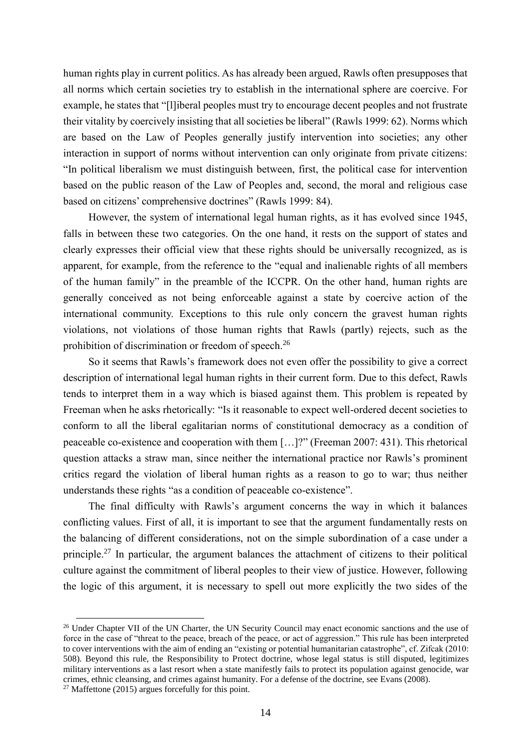human rights play in current politics. As has already been argued, Rawls often presupposes that all norms which certain societies try to establish in the international sphere are coercive. For example, he states that "[l]iberal peoples must try to encourage decent peoples and not frustrate their vitality by coercively insisting that all societies be liberal" (Rawls 1999: 62). Norms which are based on the Law of Peoples generally justify intervention into societies; any other interaction in support of norms without intervention can only originate from private citizens: "In political liberalism we must distinguish between, first, the political case for intervention based on the public reason of the Law of Peoples and, second, the moral and religious case based on citizens' comprehensive doctrines" (Rawls 1999: 84).

However, the system of international legal human rights, as it has evolved since 1945, falls in between these two categories. On the one hand, it rests on the support of states and clearly expresses their official view that these rights should be universally recognized, as is apparent, for example, from the reference to the "equal and inalienable rights of all members of the human family" in the preamble of the ICCPR. On the other hand, human rights are generally conceived as not being enforceable against a state by coercive action of the international community. Exceptions to this rule only concern the gravest human rights violations, not violations of those human rights that Rawls (partly) rejects, such as the prohibition of discrimination or freedom of speech.[26]

So it seems that Rawls's framework does not even offer the possibility to give a correct description of international legal human rights in their current form. Due to this defect, Rawls tends to interpret them in a way which is biased against them. This problem is repeated by Freeman when he asks rhetorically: "Is it reasonable to expect well-ordered decent societies to conform to all the liberal egalitarian norms of constitutional democracy as a condition of peaceable co-existence and cooperation with them […]?" (Freeman 2007: 431). This rhetorical question attacks a straw man, since neither the international practice nor Rawls's prominent critics regard the violation of liberal human rights as a reason to go to war; thus neither understands these rights "as a condition of peaceable co-existence".

The final difficulty with Rawls's argument concerns the way in which it balances conflicting values. First of all, it is important to see that the argument fundamentally rests on the balancing of different considerations, not on the simple subordination of a case under a principle.[27] In particular, the argument balances the attachment of citizens to their political culture against the commitment of liberal peoples to their view of justice. However, following the logic of this argument, it is necessary to spell out more explicitly the two sides of the

---

[26] Under Chapter VII of the UN Charter, the UN Security Council may enact economic sanctions and the use of force in the case of "threat to the peace, breach of the peace, or act of aggression." This rule has been interpreted to cover interventions with the aim of ending an "existing or potential humanitarian catastrophe", cf. Zifcak (2010: 508). Beyond this rule, the Responsibility to Protect doctrine, whose legal status is still disputed, legitimizes military interventions as a last resort when a state manifestly fails to protect its population against genocide, war crimes, ethnic cleansing, and crimes against humanity. For a defense of the doctrine, see Evans (2008).

[27] Maffettone (2015) argues forcefully for this point.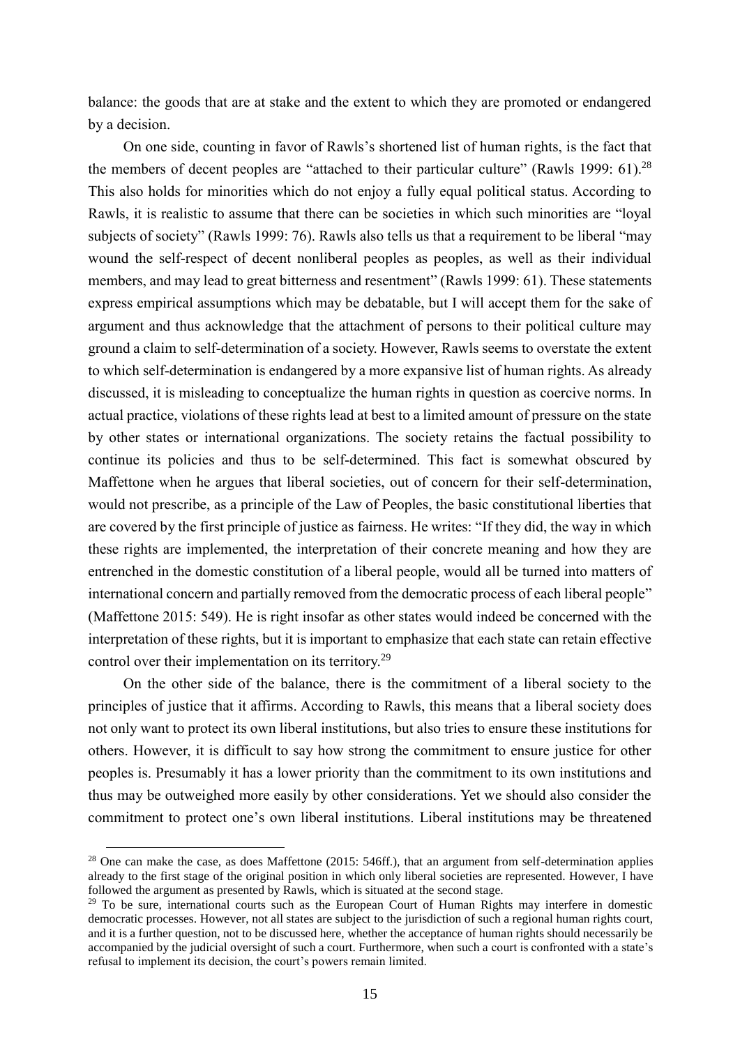balance: the goods that are at stake and the extent to which they are promoted or endangered by a decision.

On one side, counting in favor of Rawls's shortened list of human rights, is the fact that the members of decent peoples are "attached to their particular culture" (Rawls 1999: 61).[28] This also holds for minorities which do not enjoy a fully equal political status. According to Rawls, it is realistic to assume that there can be societies in which such minorities are "loyal subjects of society" (Rawls 1999: 76). Rawls also tells us that a requirement to be liberal "may wound the self-respect of decent nonliberal peoples as peoples, as well as their individual members, and may lead to great bitterness and resentment" (Rawls 1999: 61). These statements express empirical assumptions which may be debatable, but I will accept them for the sake of argument and thus acknowledge that the attachment of persons to their political culture may ground a claim to self-determination of a society. However, Rawls seems to overstate the extent to which self-determination is endangered by a more expansive list of human rights. As already discussed, it is misleading to conceptualize the human rights in question as coercive norms. In actual practice, violations of these rights lead at best to a limited amount of pressure on the state by other states or international organizations. The society retains the factual possibility to continue its policies and thus to be self-determined. This fact is somewhat obscured by Maffettone when he argues that liberal societies, out of concern for their self-determination, would not prescribe, as a principle of the Law of Peoples, the basic constitutional liberties that are covered by the first principle of justice as fairness. He writes: "If they did, the way in which these rights are implemented, the interpretation of their concrete meaning and how they are entrenched in the domestic constitution of a liberal people, would all be turned into matters of international concern and partially removed from the democratic process of each liberal people" (Maffettone 2015: 549). He is right insofar as other states would indeed be concerned with the interpretation of these rights, but it is important to emphasize that each state can retain effective control over their implementation on its territory.[29]

On the other side of the balance, there is the commitment of a liberal society to the principles of justice that it affirms. According to Rawls, this means that a liberal society does not only want to protect its own liberal institutions, but also tries to ensure these institutions for others. However, it is difficult to say how strong the commitment to ensure justice for other peoples is. Presumably it has a lower priority than the commitment to its own institutions and thus may be outweighed more easily by other considerations. Yet we should also consider the commitment to protect one's own liberal institutions. Liberal institutions may be threatened

---

[28] One can make the case, as does Maffettone (2015: 546ff.), that an argument from self-determination applies already to the first stage of the original position in which only liberal societies are represented. However, I have followed the argument as presented by Rawls, which is situated at the second stage.

[29] To be sure, international courts such as the European Court of Human Rights may interfere in domestic democratic processes. However, not all states are subject to the jurisdiction of such a regional human rights court, and it is a further question, not to be discussed here, whether the acceptance of human rights should necessarily be accompanied by the judicial oversight of such a court. Furthermore, when such a court is confronted with a state's refusal to implement its decision, the court's powers remain limited.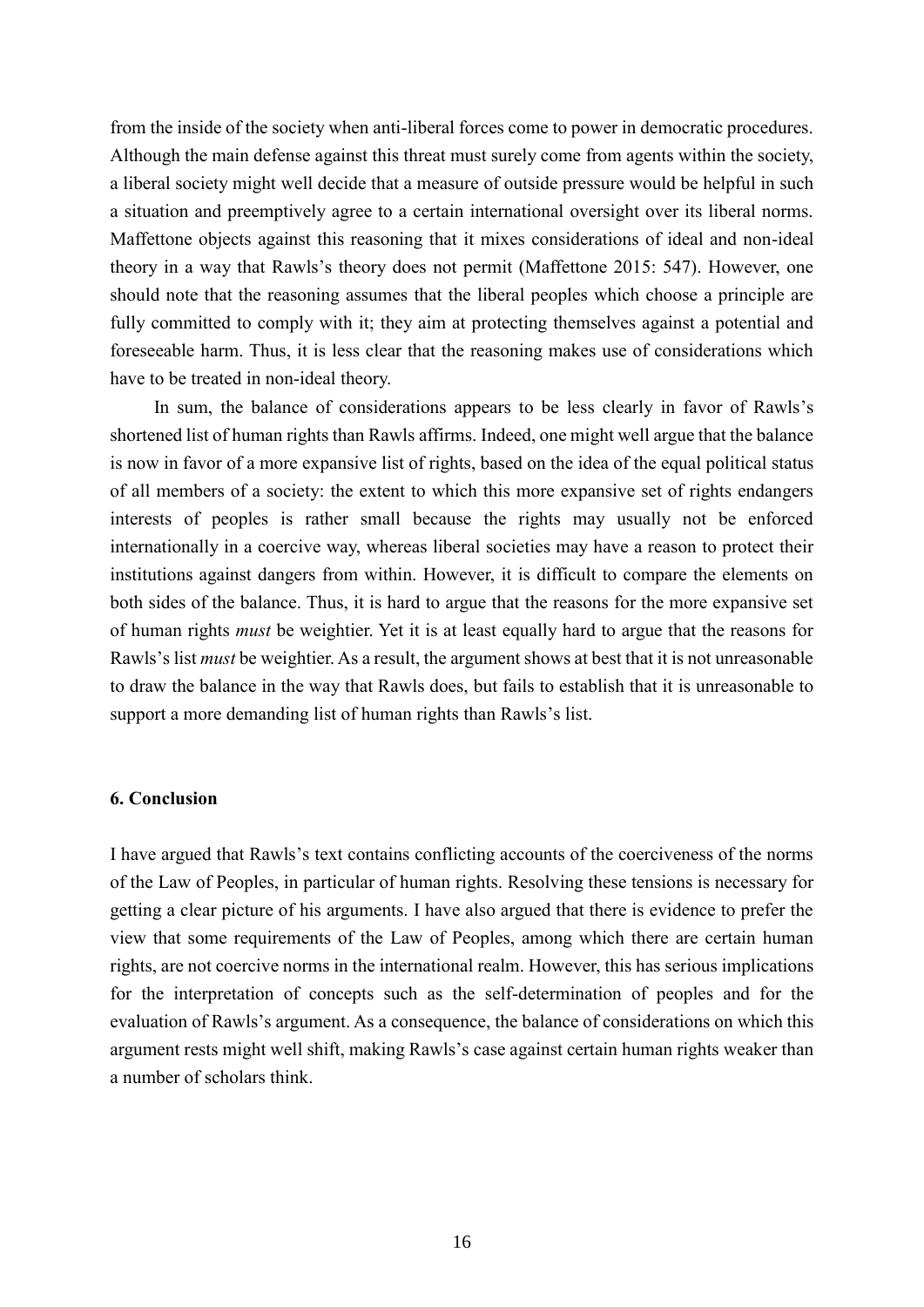from the inside of the society when anti-liberal forces come to power in democratic procedures. Although the main defense against this threat must surely come from agents within the society, a liberal society might well decide that a measure of outside pressure would be helpful in such a situation and preemptively agree to a certain international oversight over its liberal norms. Maffettone objects against this reasoning that it mixes considerations of ideal and non-ideal theory in a way that Rawls's theory does not permit (Maffettone 2015: 547). However, one should note that the reasoning assumes that the liberal peoples which choose a principle are fully committed to comply with it; they aim at protecting themselves against a potential and foreseeable harm. Thus, it is less clear that the reasoning makes use of considerations which have to be treated in non-ideal theory.

In sum, the balance of considerations appears to be less clearly in favor of Rawls's shortened list of human rights than Rawls affirms. Indeed, one might well argue that the balance is now in favor of a more expansive list of rights, based on the idea of the equal political status of all members of a society: the extent to which this more expansive set of rights endangers interests of peoples is rather small because the rights may usually not be enforced internationally in a coercive way, whereas liberal societies may have a reason to protect their institutions against dangers from within. However, it is difficult to compare the elements on both sides of the balance. Thus, it is hard to argue that the reasons for the more expansive set of human rights *must* be weightier. Yet it is at least equally hard to argue that the reasons for Rawls's list *must* be weightier. As a result, the argument shows at best that it is not unreasonable to draw the balance in the way that Rawls does, but fails to establish that it is unreasonable to support a more demanding list of human rights than Rawls's list.

### 6. Conclusion

I have argued that Rawls's text contains conflicting accounts of the coerciveness of the norms of the Law of Peoples, in particular of human rights. Resolving these tensions is necessary for getting a clear picture of his arguments. I have also argued that there is evidence to prefer the view that some requirements of the Law of Peoples, among which there are certain human rights, are not coercive norms in the international realm. However, this has serious implications for the interpretation of concepts such as the self-determination of peoples and for the evaluation of Rawls's argument. As a consequence, the balance of considerations on which this argument rests might well shift, making Rawls's case against certain human rights weaker than a number of scholars think.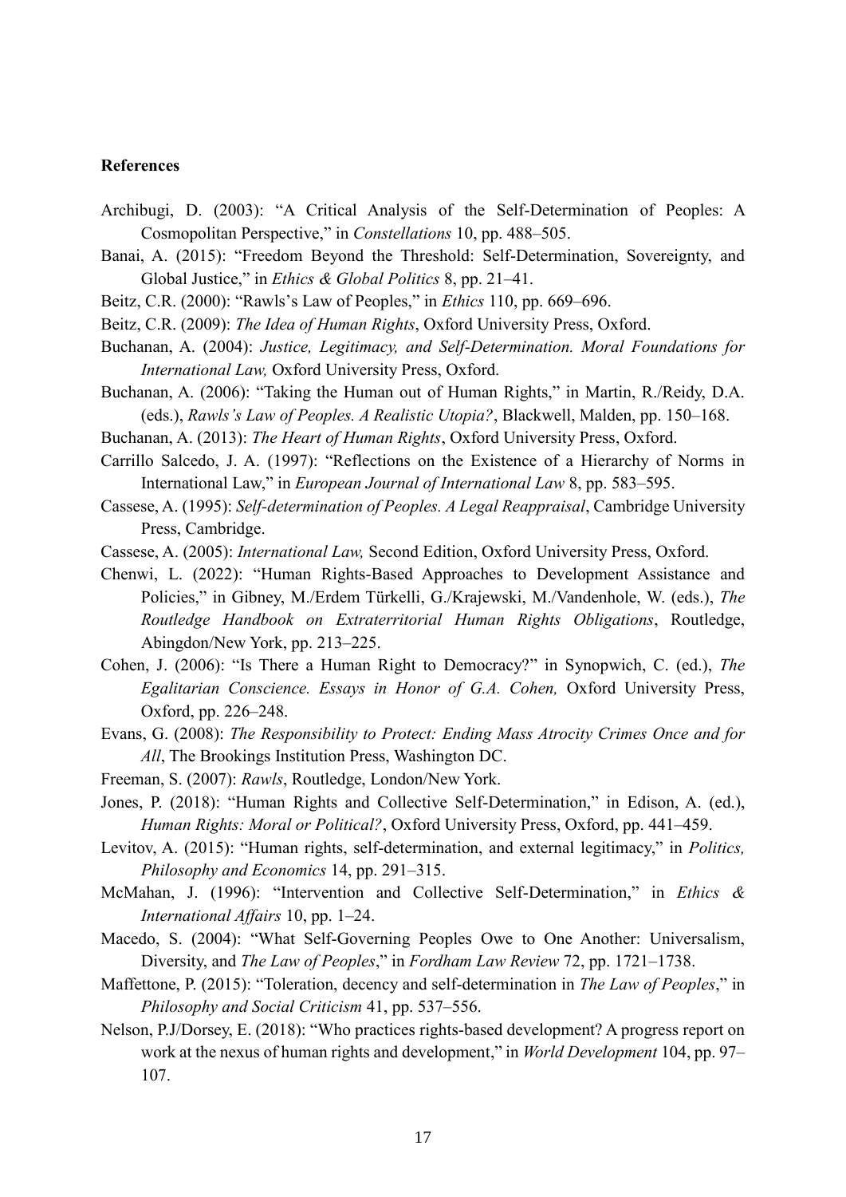**References**

Archibugi, D. (2003): "A Critical Analysis of the Self-Determination of Peoples: A Cosmopolitan Perspective," in *Constellations* 10, pp. 488–505.

Banai, A. (2015): "Freedom Beyond the Threshold: Self-Determination, Sovereignty, and Global Justice," in *Ethics & Global Politics* 8, pp. 21–41.

Beitz, C.R. (2000): "Rawls's Law of Peoples," in *Ethics* 110, pp. 669–696.

Beitz, C.R. (2009): *The Idea of Human Rights*, Oxford University Press, Oxford.

Buchanan, A. (2004): *Justice, Legitimacy, and Self-Determination. Moral Foundations for International Law,* Oxford University Press, Oxford.

Buchanan, A. (2006): "Taking the Human out of Human Rights," in Martin, R./Reidy, D.A. (eds.), *Rawls's Law of Peoples. A Realistic Utopia?*, Blackwell, Malden, pp. 150–168.

Buchanan, A. (2013): *The Heart of Human Rights*, Oxford University Press, Oxford.

Carrillo Salcedo, J. A. (1997): "Reflections on the Existence of a Hierarchy of Norms in International Law," in *European Journal of International Law* 8, pp. 583–595.

Cassese, A. (1995): *Self-determination of Peoples. A Legal Reappraisal*, Cambridge University Press, Cambridge.

Cassese, A. (2005): *International Law,* Second Edition, Oxford University Press, Oxford.

Chenwi, L. (2022): "Human Rights-Based Approaches to Development Assistance and Policies," in Gibney, M./Erdem Türkelli, G./Krajewski, M./Vandenhole, W. (eds.), *The Routledge Handbook on Extraterritorial Human Rights Obligations*, Routledge, Abingdon/New York, pp. 213–225.

Cohen, J. (2006): "Is There a Human Right to Democracy?" in Synopwich, C. (ed.), *The Egalitarian Conscience. Essays in Honor of G.A. Cohen,* Oxford University Press, Oxford, pp. 226–248.

Evans, G. (2008): *The Responsibility to Protect: Ending Mass Atrocity Crimes Once and for All*, The Brookings Institution Press, Washington DC.

Freeman, S. (2007): *Rawls*, Routledge, London/New York.

Jones, P. (2018): "Human Rights and Collective Self-Determination," in Edison, A. (ed.), *Human Rights: Moral or Political?*, Oxford University Press, Oxford, pp. 441–459.

Levitov, A. (2015): "Human rights, self-determination, and external legitimacy," in *Politics, Philosophy and Economics* 14, pp. 291–315.

McMahan, J. (1996): "Intervention and Collective Self-Determination," in *Ethics & International Affairs* 10, pp. 1–24.

Macedo, S. (2004): "What Self-Governing Peoples Owe to One Another: Universalism, Diversity, and *The Law of Peoples*," in *Fordham Law Review* 72, pp. 1721–1738.

Maffettone, P. (2015): "Toleration, decency and self-determination in *The Law of Peoples*," in *Philosophy and Social Criticism* 41, pp. 537–556.

Nelson, P.J/Dorsey, E. (2018): "Who practices rights-based development? A progress report on work at the nexus of human rights and development," in *World Development* 104, pp. 97–107.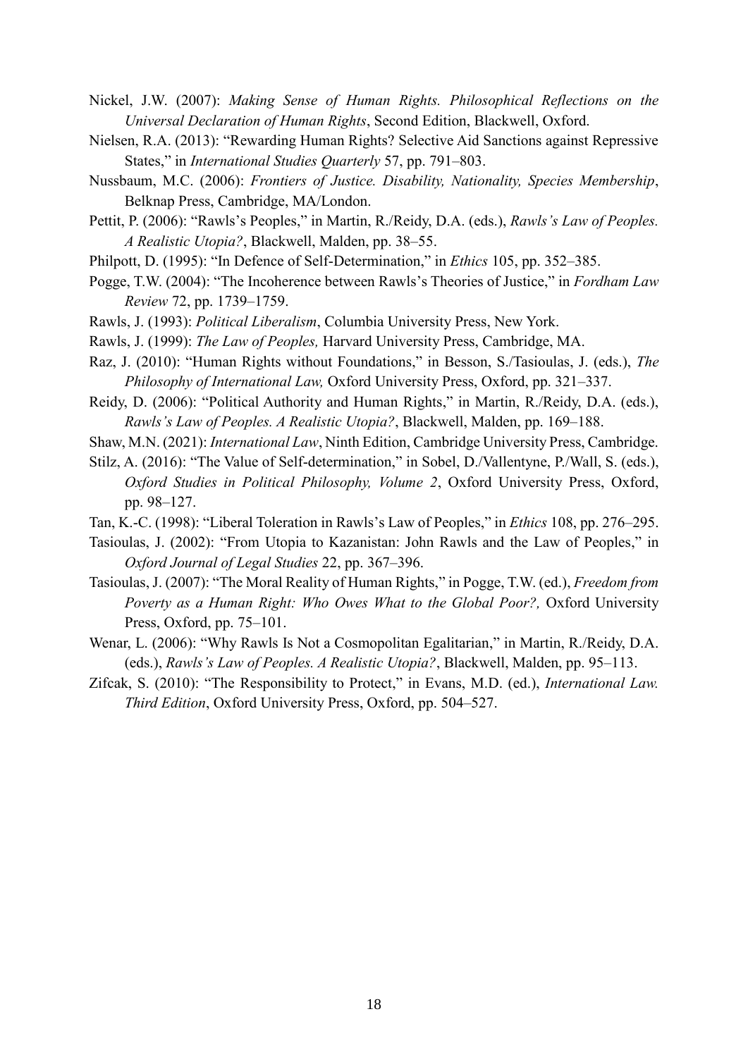Nickel, J.W. (2007): *Making Sense of Human Rights. Philosophical Reflections on the Universal Declaration of Human Rights*, Second Edition, Blackwell, Oxford.

Nielsen, R.A. (2013): "Rewarding Human Rights? Selective Aid Sanctions against Repressive States," in *International Studies Quarterly* 57, pp. 791–803.

Nussbaum, M.C. (2006): *Frontiers of Justice. Disability, Nationality, Species Membership*, Belknap Press, Cambridge, MA/London.

Pettit, P. (2006): "Rawls's Peoples," in Martin, R./Reidy, D.A. (eds.), *Rawls's Law of Peoples. A Realistic Utopia?*, Blackwell, Malden, pp. 38–55.

Philpott, D. (1995): "In Defence of Self-Determination," in *Ethics* 105, pp. 352–385.

Pogge, T.W. (2004): "The Incoherence between Rawls's Theories of Justice," in *Fordham Law Review* 72, pp. 1739–1759.

Rawls, J. (1993): *Political Liberalism*, Columbia University Press, New York.

Rawls, J. (1999): *The Law of Peoples,* Harvard University Press, Cambridge, MA.

Raz, J. (2010): "Human Rights without Foundations," in Besson, S./Tasioulas, J. (eds.), *The Philosophy of International Law,* Oxford University Press, Oxford, pp. 321–337.

Reidy, D. (2006): "Political Authority and Human Rights," in Martin, R./Reidy, D.A. (eds.), *Rawls's Law of Peoples. A Realistic Utopia?*, Blackwell, Malden, pp. 169–188.

Shaw, M.N. (2021): *International Law*, Ninth Edition, Cambridge University Press, Cambridge.

Stilz, A. (2016): "The Value of Self-determination," in Sobel, D./Vallentyne, P./Wall, S. (eds.), *Oxford Studies in Political Philosophy, Volume 2*, Oxford University Press, Oxford, pp. 98–127.

Tan, K.-C. (1998): "Liberal Toleration in Rawls's Law of Peoples," in *Ethics* 108, pp. 276–295.

Tasioulas, J. (2002): "From Utopia to Kazanistan: John Rawls and the Law of Peoples," in *Oxford Journal of Legal Studies* 22, pp. 367–396.

Tasioulas, J. (2007): "The Moral Reality of Human Rights," in Pogge, T.W. (ed.), *Freedom from Poverty as a Human Right: Who Owes What to the Global Poor?,* Oxford University Press, Oxford, pp. 75–101.

Wenar, L. (2006): "Why Rawls Is Not a Cosmopolitan Egalitarian," in Martin, R./Reidy, D.A. (eds.), *Rawls's Law of Peoples. A Realistic Utopia?*, Blackwell, Malden, pp. 95–113.

Zifcak, S. (2010): "The Responsibility to Protect," in Evans, M.D. (ed.), *International Law. Third Edition*, Oxford University Press, Oxford, pp. 504–527.